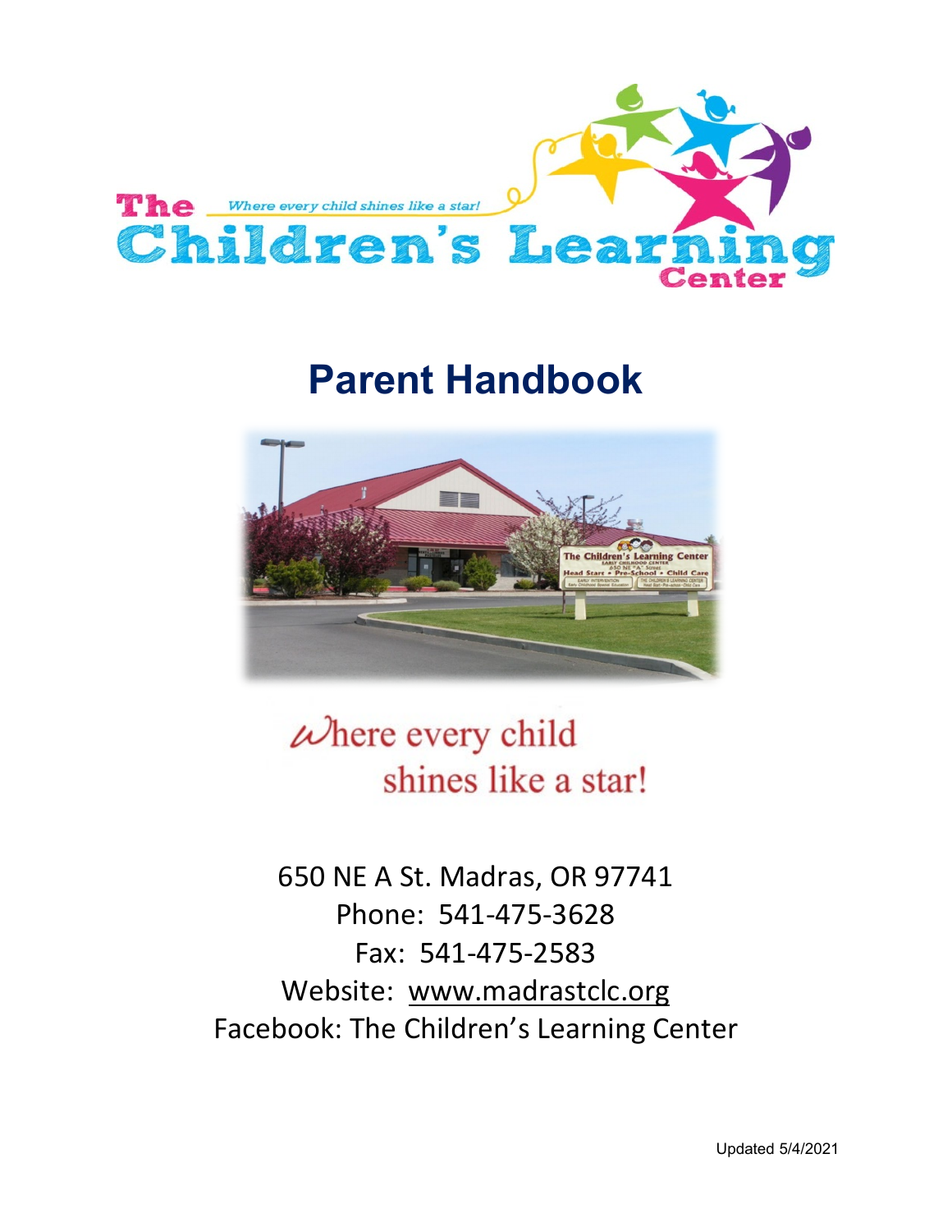The Children's Learning Center

*Where every child shines like a star!*

# Parent Handbook

Where every child shines like a star!

650 NE A St. Madras, OR 97741
Phone: 541-475-3628
Fax: 541-475-2583
Website: www.madrastclc.org
Facebook: The Children's Learning Center

Updated 5/4/2021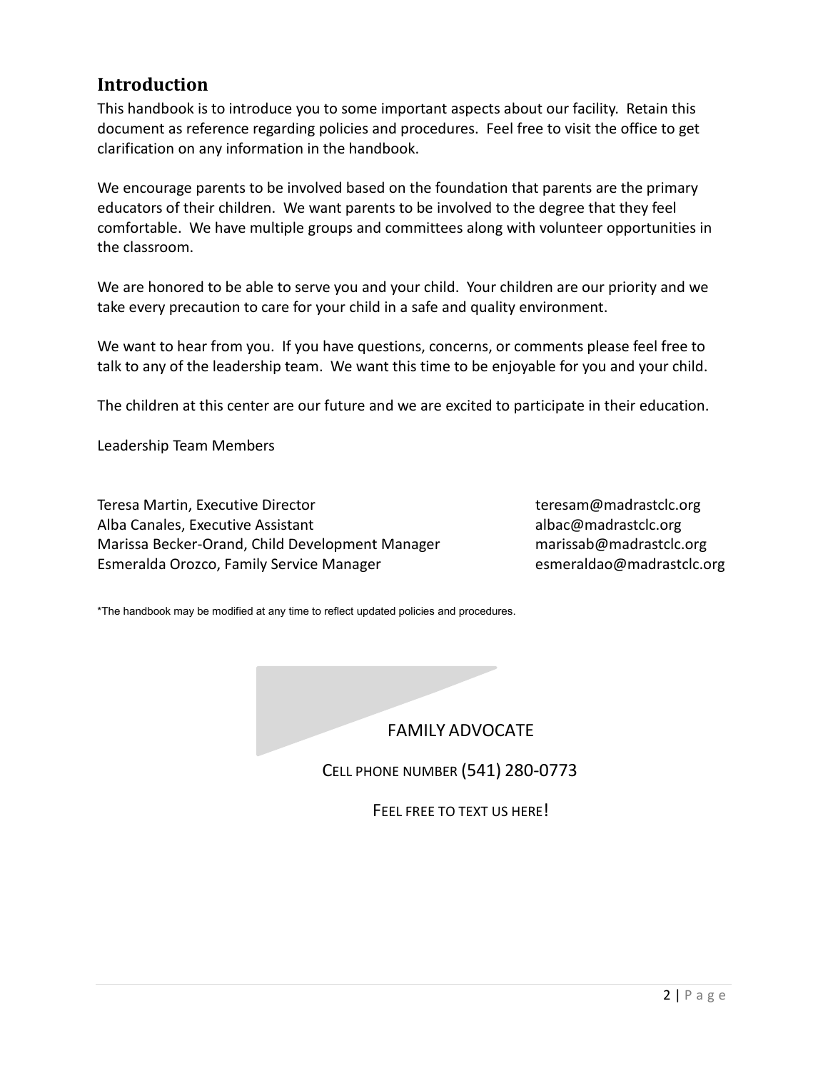## Introduction

This handbook is to introduce you to some important aspects about our facility. Retain this document as reference regarding policies and procedures. Feel free to visit the office to get clarification on any information in the handbook.

We encourage parents to be involved based on the foundation that parents are the primary educators of their children. We want parents to be involved to the degree that they feel comfortable. We have multiple groups and committees along with volunteer opportunities in the classroom.

We are honored to be able to serve you and your child. Your children are our priority and we take every precaution to care for your child in a safe and quality environment.

We want to hear from you. If you have questions, concerns, or comments please feel free to talk to any of the leadership team. We want this time to be enjoyable for you and your child.

The children at this center are our future and we are excited to participate in their education.

Leadership Team Members

| | |
|---|---|
| Teresa Martin, Executive Director | teresam@madrastclc.org |
| Alba Canales, Executive Assistant | albac@madrastclc.org |
| Marissa Becker-Orand, Child Development Manager | marissab@madrastclc.org |
| Esmeralda Orozco, Family Service Manager | esmeraldao@madrastclc.org |

*The handbook may be modified at any time to reflect updated policies and procedures.

FAMILY ADVOCATE

CELL PHONE NUMBER (541) 280-0773

FEEL FREE TO TEXT US HERE!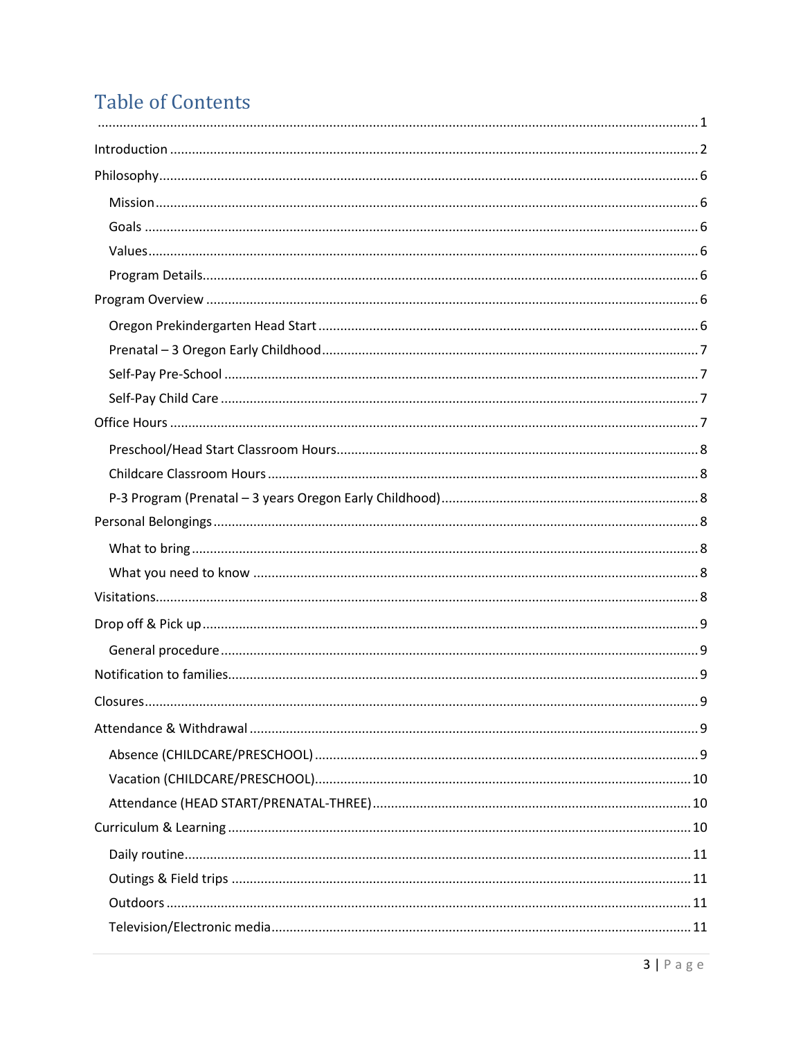# Table of Contents

........................................................................................................................................ 1

Introduction ........................................................................................................................ 2

Philosophy........................................................................................................................... 6

- Mission ........................................................................................................................... 6
- Goals .............................................................................................................................. 6
- Values ............................................................................................................................. 6
- Program Details .............................................................................................................. 6

Program Overview ............................................................................................................... 6

- Oregon Prekindergarten Head Start ............................................................................... 6
- Prenatal – 3 Oregon Early Childhood .............................................................................. 7
- Self-Pay Pre-School ......................................................................................................... 7
- Self-Pay Child Care ......................................................................................................... 7

Office Hours ......................................................................................................................... 7

- Preschool/Head Start Classroom Hours .......................................................................... 8
- Childcare Classroom Hours ............................................................................................. 8
- P-3 Program (Prenatal – 3 years Oregon Early Childhood) .............................................. 8

Personal Belongings ............................................................................................................. 8

- What to bring .................................................................................................................. 8
- What you need to know ................................................................................................. 8

Visitations ............................................................................................................................ 8

Drop off & Pick up ................................................................................................................ 9

- General procedure .......................................................................................................... 9

Notification to families ........................................................................................................ 9

Closures ............................................................................................................................... 9

Attendance & Withdrawal .................................................................................................... 9

- Absence (CHILDCARE/PRESCHOOL) ................................................................................ 9
- Vacation (CHILDCARE/PRESCHOOL) .............................................................................. 10
- Attendance (HEAD START/PRENATAL-THREE) ............................................................... 10

Curriculum & Learning ....................................................................................................... 10

- Daily routine ................................................................................................................. 11
- Outings & Field trips ..................................................................................................... 11
- Outdoors ...................................................................................................................... 11
- Television/Electronic media .......................................................................................... 11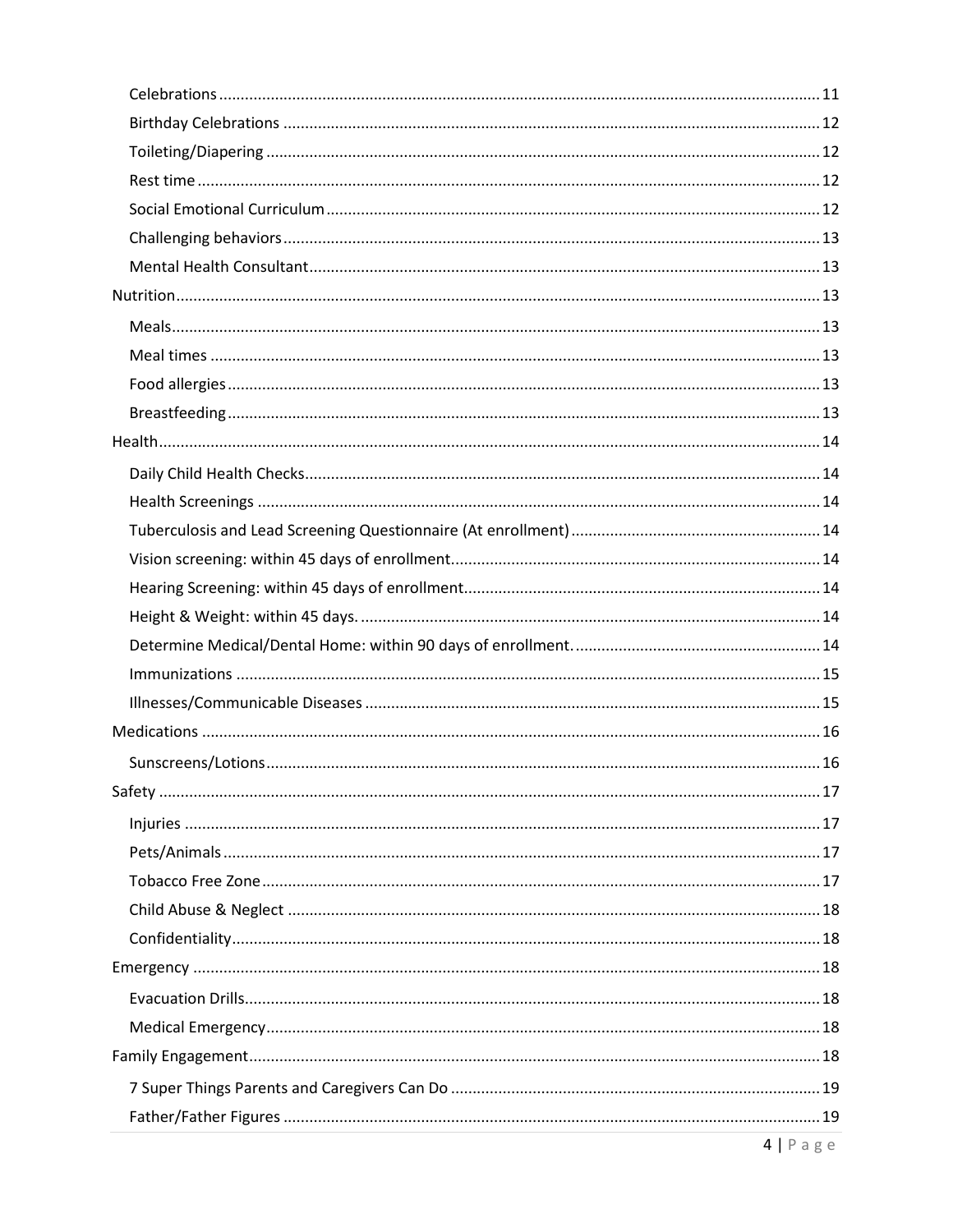- Celebrations ........ 11
- Birthday Celebrations ........ 12
- Toileting/Diapering ........ 12
- Rest time ........ 12
- Social Emotional Curriculum ........ 12
- Challenging behaviors ........ 13
- Mental Health Consultant ........ 13

Nutrition ........ 13

- Meals ........ 13
- Meal times ........ 13
- Food allergies ........ 13
- Breastfeeding ........ 13

Health ........ 14

- Daily Child Health Checks ........ 14
- Health Screenings ........ 14
- Tuberculosis and Lead Screening Questionnaire (At enrollment) ........ 14
- Vision screening: within 45 days of enrollment. ........ 14
- Hearing Screening: within 45 days of enrollment ........ 14
- Height & Weight: within 45 days. ........ 14
- Determine Medical/Dental Home: within 90 days of enrollment. ........ 14
- Immunizations ........ 15
- Illnesses/Communicable Diseases ........ 15

Medications ........ 16

- Sunscreens/Lotions ........ 16

Safety ........ 17

- Injuries ........ 17
- Pets/Animals ........ 17
- Tobacco Free Zone ........ 17
- Child Abuse & Neglect ........ 18
- Confidentiality ........ 18

Emergency ........ 18

- Evacuation Drills ........ 18
- Medical Emergency ........ 18

Family Engagement ........ 18

- 7 Super Things Parents and Caregivers Can Do ........ 19
- Father/Father Figures ........ 19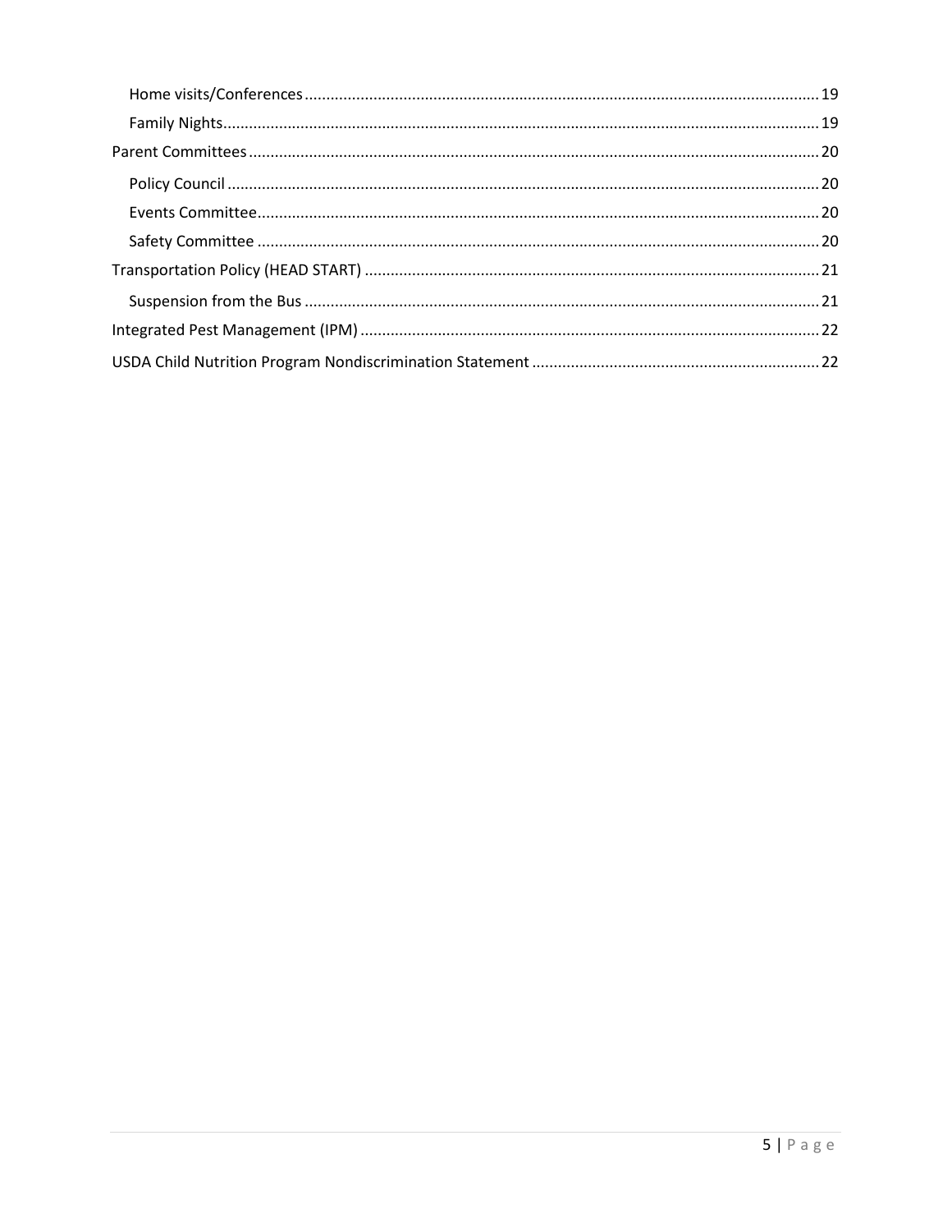- Home visits/Conferences ... 19
- Family Nights ... 19

Parent Committees ... 20

- Policy Council ... 20
- Events Committee ... 20
- Safety Committee ... 20

Transportation Policy (HEAD START) ... 21

- Suspension from the Bus ... 21

Integrated Pest Management (IPM) ... 22

USDA Child Nutrition Program Nondiscrimination Statement ... 22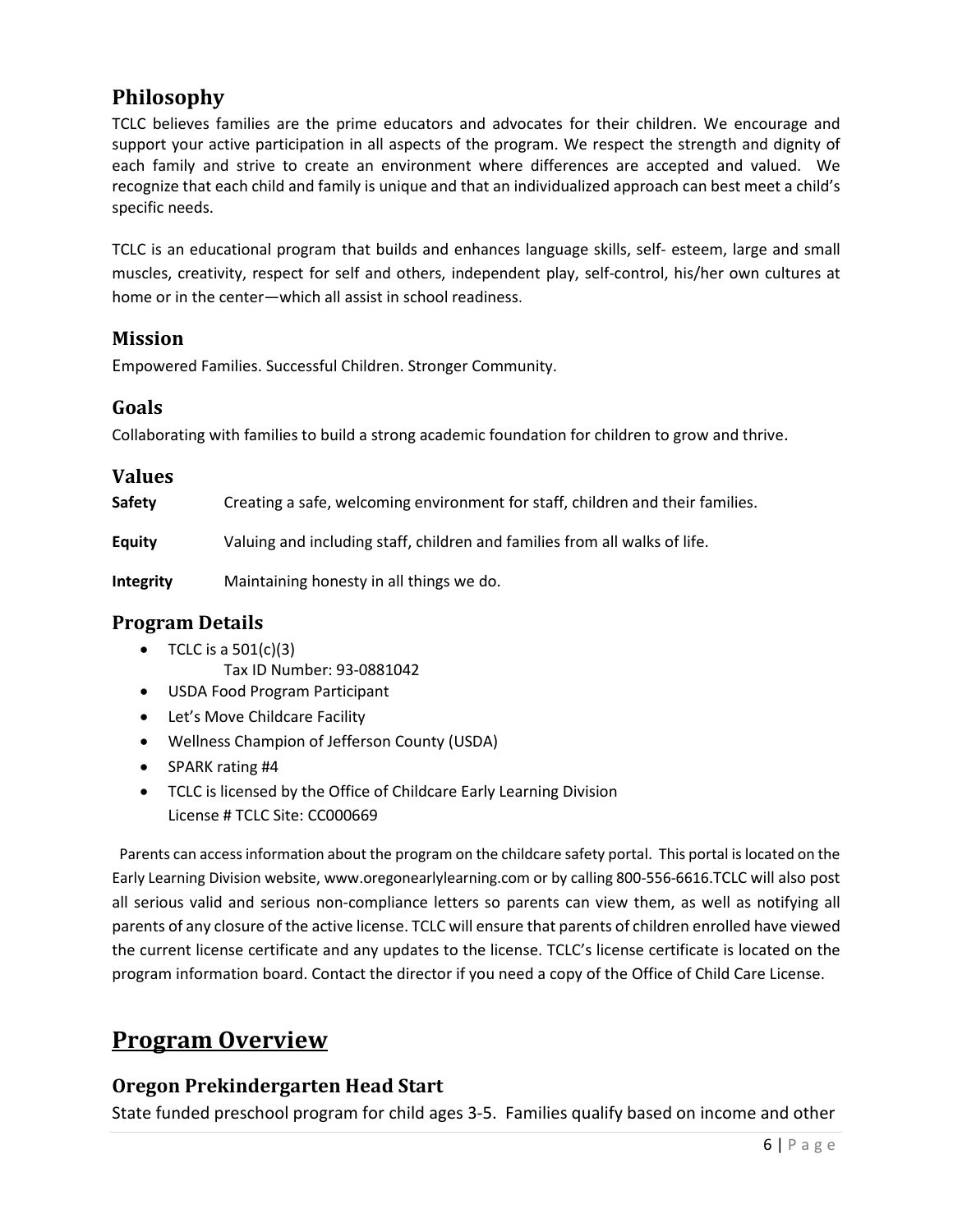## Philosophy

TCLC believes families are the prime educators and advocates for their children. We encourage and support your active participation in all aspects of the program. We respect the strength and dignity of each family and strive to create an environment where differences are accepted and valued. We recognize that each child and family is unique and that an individualized approach can best meet a child's specific needs.

TCLC is an educational program that builds and enhances language skills, self- esteem, large and small muscles, creativity, respect for self and others, independent play, self-control, his/her own cultures at home or in the center—which all assist in school readiness.

### Mission

Empowered Families. Successful Children. Stronger Community.

### Goals

Collaborating with families to build a strong academic foundation for children to grow and thrive.

### Values

**Safety** Creating a safe, welcoming environment for staff, children and their families.

**Equity** Valuing and including staff, children and families from all walks of life.

**Integrity** Maintaining honesty in all things we do.

### Program Details

- TCLC is a 501(c)(3)
  Tax ID Number: 93-0881042
- USDA Food Program Participant
- Let's Move Childcare Facility
- Wellness Champion of Jefferson County (USDA)
- SPARK rating #4
- TCLC is licensed by the Office of Childcare Early Learning Division
  License # TCLC Site: CC000669

Parents can access information about the program on the childcare safety portal. This portal is located on the Early Learning Division website, www.oregonearlylearning.com or by calling 800-556-6616.TCLC will also post all serious valid and serious non-compliance letters so parents can view them, as well as notifying all parents of any closure of the active license. TCLC will ensure that parents of children enrolled have viewed the current license certificate and any updates to the license. TCLC's license certificate is located on the program information board. Contact the director if you need a copy of the Office of Child Care License.

## Program Overview

### Oregon Prekindergarten Head Start

State funded preschool program for child ages 3-5. Families qualify based on income and other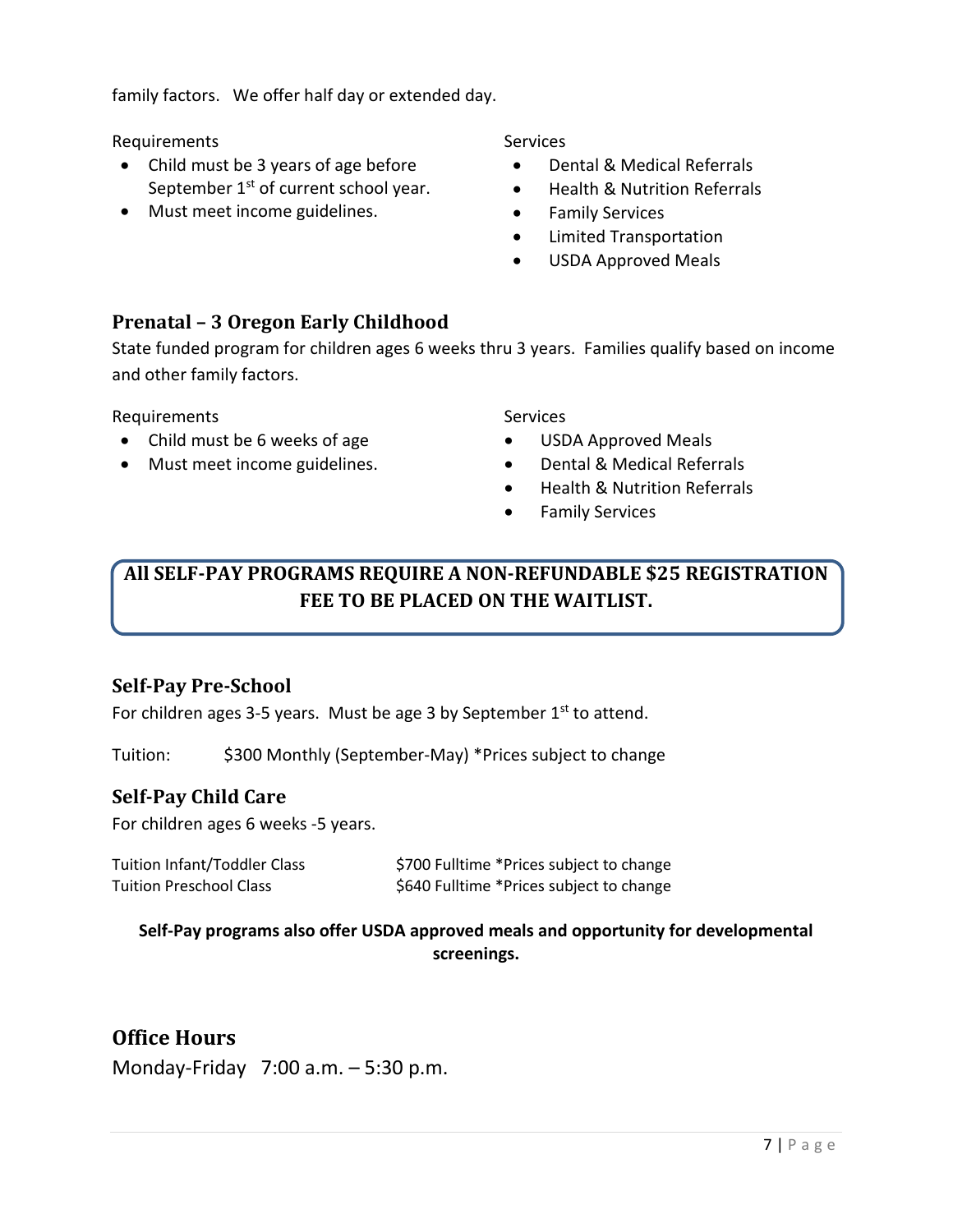family factors. We offer half day or extended day.

Requirements

- Child must be 3 years of age before September 1st of current school year.
- Must meet income guidelines.

Services

- Dental & Medical Referrals
- Health & Nutrition Referrals
- Family Services
- Limited Transportation
- USDA Approved Meals

### Prenatal – 3 Oregon Early Childhood

State funded program for children ages 6 weeks thru 3 years. Families qualify based on income and other family factors.

Requirements

- Child must be 6 weeks of age
- Must meet income guidelines.

Services

- USDA Approved Meals
- Dental & Medical Referrals
- Health & Nutrition Referrals
- Family Services

**All SELF-PAY PROGRAMS REQUIRE A NON-REFUNDABLE $25 REGISTRATION FEE TO BE PLACED ON THE WAITLIST.**

### Self-Pay Pre-School

For children ages 3-5 years. Must be age 3 by September 1st to attend.

Tuition: $300 Monthly (September-May) *Prices subject to change

### Self-Pay Child Care

For children ages 6 weeks -5 years.

| | |
|---|---|
| Tuition Infant/Toddler Class | $700 Fulltime *Prices subject to change |
| Tuition Preschool Class | $640 Fulltime *Prices subject to change |

**Self-Pay programs also offer USDA approved meals and opportunity for developmental screenings.**

## Office Hours

Monday-Friday 7:00 a.m. – 5:30 p.m.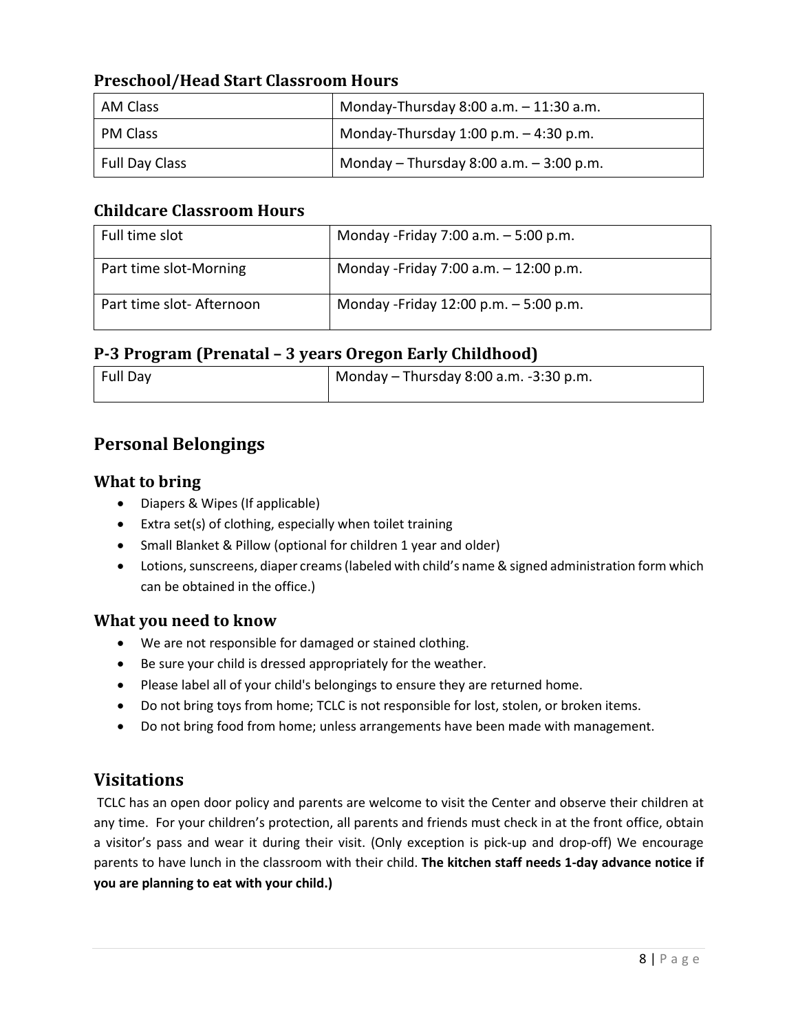### Preschool/Head Start Classroom Hours

| AM Class | Monday-Thursday 8:00 a.m. – 11:30 a.m. |
|---|---|
| PM Class | Monday-Thursday 1:00 p.m. – 4:30 p.m. |
| Full Day Class | Monday – Thursday 8:00 a.m. – 3:00 p.m. |

### Childcare Classroom Hours

| Full time slot | Monday -Friday 7:00 a.m. – 5:00 p.m. |
|---|---|
| Part time slot-Morning | Monday -Friday 7:00 a.m. – 12:00 p.m. |
| Part time slot- Afternoon | Monday -Friday 12:00 p.m. – 5:00 p.m. |

### P-3 Program (Prenatal – 3 years Oregon Early Childhood)

| Full Day | Monday – Thursday 8:00 a.m. -3:30 p.m. |
|---|---|

## Personal Belongings

### What to bring

- Diapers & Wipes (If applicable)
- Extra set(s) of clothing, especially when toilet training
- Small Blanket & Pillow (optional for children 1 year and older)
- Lotions, sunscreens, diaper creams (labeled with child's name & signed administration form which can be obtained in the office.)

### What you need to know

- We are not responsible for damaged or stained clothing.
- Be sure your child is dressed appropriately for the weather.
- Please label all of your child's belongings to ensure they are returned home.
- Do not bring toys from home; TCLC is not responsible for lost, stolen, or broken items.
- Do not bring food from home; unless arrangements have been made with management.

## Visitations

TCLC has an open door policy and parents are welcome to visit the Center and observe their children at any time. For your children's protection, all parents and friends must check in at the front office, obtain a visitor's pass and wear it during their visit. (Only exception is pick-up and drop-off) We encourage parents to have lunch in the classroom with their child. **The kitchen staff needs 1-day advance notice if you are planning to eat with your child.)**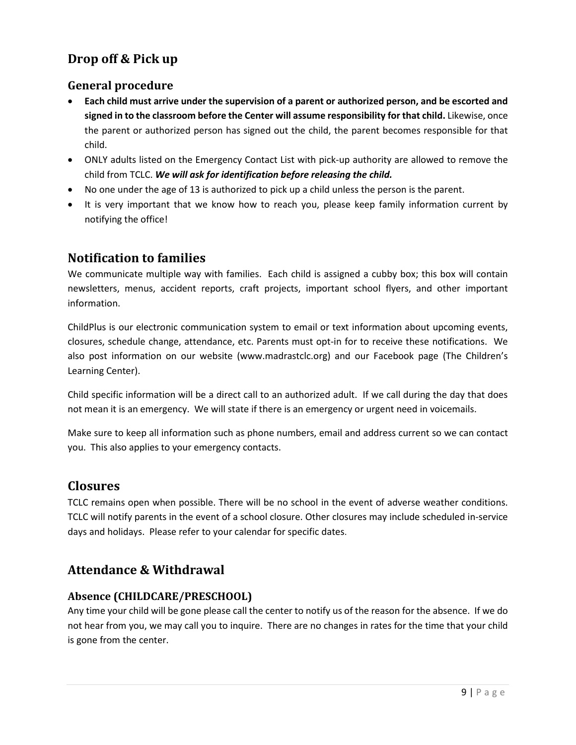## Drop off & Pick up

### General procedure

- **Each child must arrive under the supervision of a parent or authorized person, and be escorted and signed in to the classroom before the Center will assume responsibility for that child.** Likewise, once the parent or authorized person has signed out the child, the parent becomes responsible for that child.
- ONLY adults listed on the Emergency Contact List with pick-up authority are allowed to remove the child from TCLC. ***We will ask for identification before releasing the child.***
- No one under the age of 13 is authorized to pick up a child unless the person is the parent.
- It is very important that we know how to reach you, please keep family information current by notifying the office!

## Notification to families

We communicate multiple way with families. Each child is assigned a cubby box; this box will contain newsletters, menus, accident reports, craft projects, important school flyers, and other important information.

ChildPlus is our electronic communication system to email or text information about upcoming events, closures, schedule change, attendance, etc. Parents must opt-in for to receive these notifications. We also post information on our website (www.madrastclc.org) and our Facebook page (The Children's Learning Center).

Child specific information will be a direct call to an authorized adult. If we call during the day that does not mean it is an emergency. We will state if there is an emergency or urgent need in voicemails.

Make sure to keep all information such as phone numbers, email and address current so we can contact you. This also applies to your emergency contacts.

## Closures

TCLC remains open when possible. There will be no school in the event of adverse weather conditions. TCLC will notify parents in the event of a school closure. Other closures may include scheduled in-service days and holidays. Please refer to your calendar for specific dates.

## Attendance & Withdrawal

### Absence (CHILDCARE/PRESCHOOL)

Any time your child will be gone please call the center to notify us of the reason for the absence. If we do not hear from you, we may call you to inquire. There are no changes in rates for the time that your child is gone from the center.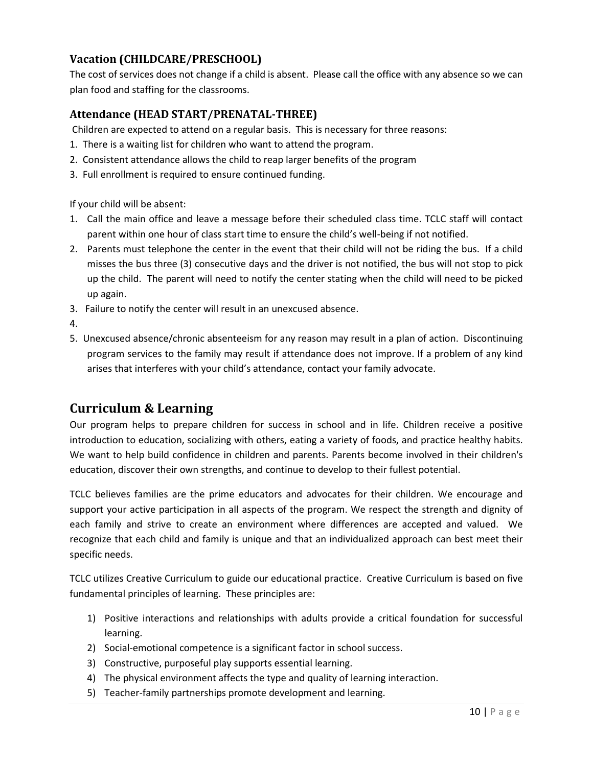### Vacation (CHILDCARE/PRESCHOOL)

The cost of services does not change if a child is absent. Please call the office with any absence so we can plan food and staffing for the classrooms.

### Attendance (HEAD START/PRENATAL-THREE)

Children are expected to attend on a regular basis. This is necessary for three reasons:

1. There is a waiting list for children who want to attend the program.
2. Consistent attendance allows the child to reap larger benefits of the program
3. Full enrollment is required to ensure continued funding.

If your child will be absent:

1. Call the main office and leave a message before their scheduled class time. TCLC staff will contact parent within one hour of class start time to ensure the child's well-being if not notified.
2. Parents must telephone the center in the event that their child will not be riding the bus. If a child misses the bus three (3) consecutive days and the driver is not notified, the bus will not stop to pick up the child. The parent will need to notify the center stating when the child will need to be picked up again.
3. Failure to notify the center will result in an unexcused absence.
4. 
5. Unexcused absence/chronic absenteeism for any reason may result in a plan of action. Discontinuing program services to the family may result if attendance does not improve. If a problem of any kind arises that interferes with your child's attendance, contact your family advocate.

## Curriculum & Learning

Our program helps to prepare children for success in school and in life. Children receive a positive introduction to education, socializing with others, eating a variety of foods, and practice healthy habits. We want to help build confidence in children and parents. Parents become involved in their children's education, discover their own strengths, and continue to develop to their fullest potential.

TCLC believes families are the prime educators and advocates for their children. We encourage and support your active participation in all aspects of the program. We respect the strength and dignity of each family and strive to create an environment where differences are accepted and valued. We recognize that each child and family is unique and that an individualized approach can best meet their specific needs.

TCLC utilizes Creative Curriculum to guide our educational practice. Creative Curriculum is based on five fundamental principles of learning. These principles are:

1) Positive interactions and relationships with adults provide a critical foundation for successful learning.
2) Social-emotional competence is a significant factor in school success.
3) Constructive, purposeful play supports essential learning.
4) The physical environment affects the type and quality of learning interaction.
5) Teacher-family partnerships promote development and learning.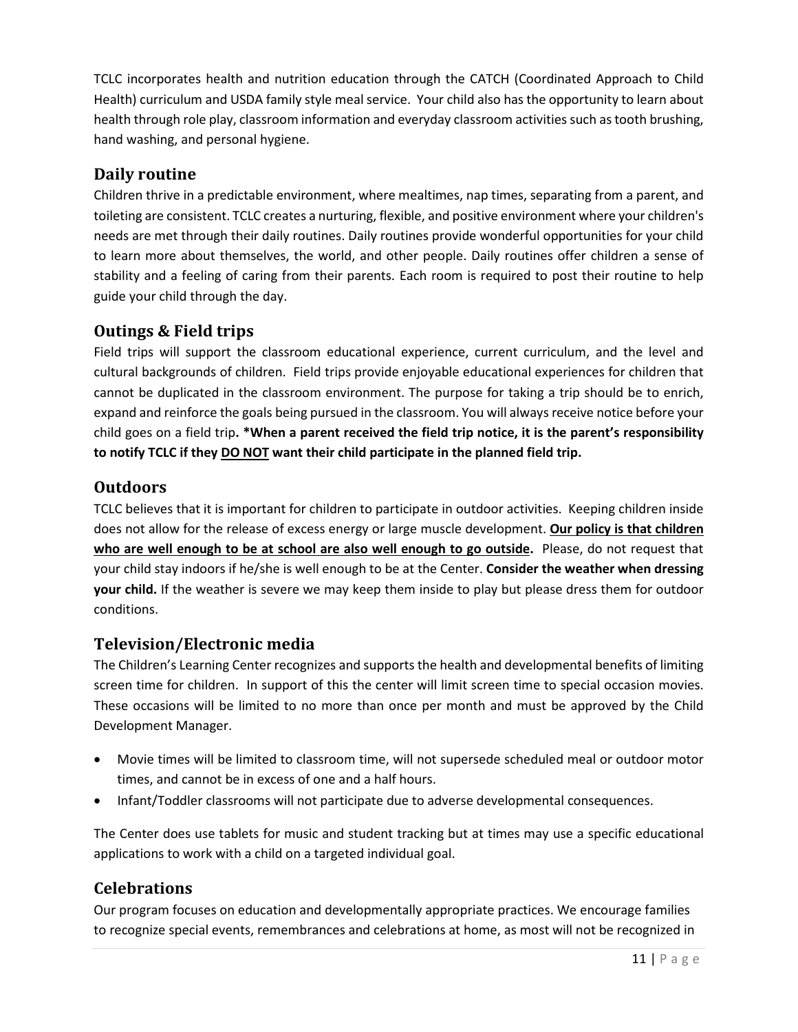TCLC incorporates health and nutrition education through the CATCH (Coordinated Approach to Child Health) curriculum and USDA family style meal service. Your child also has the opportunity to learn about health through role play, classroom information and everyday classroom activities such as tooth brushing, hand washing, and personal hygiene.

## Daily routine

Children thrive in a predictable environment, where mealtimes, nap times, separating from a parent, and toileting are consistent. TCLC creates a nurturing, flexible, and positive environment where your children's needs are met through their daily routines. Daily routines provide wonderful opportunities for your child to learn more about themselves, the world, and other people. Daily routines offer children a sense of stability and a feeling of caring from their parents. Each room is required to post their routine to help guide your child through the day.

## Outings & Field trips

Field trips will support the classroom educational experience, current curriculum, and the level and cultural backgrounds of children. Field trips provide enjoyable educational experiences for children that cannot be duplicated in the classroom environment. The purpose for taking a trip should be to enrich, expand and reinforce the goals being pursued in the classroom. You will always receive notice before your child goes on a field trip**. *When a parent received the field trip notice, it is the parent's responsibility to notify TCLC if they <u>DO NOT</u> want their child participate in the planned field trip.**

## Outdoors

TCLC believes that it is important for children to participate in outdoor activities. Keeping children inside does not allow for the release of excess energy or large muscle development. **<u>Our policy is that children who are well enough to be at school are also well enough to go outside</u>.** Please, do not request that your child stay indoors if he/she is well enough to be at the Center. **Consider the weather when dressing your child.** If the weather is severe we may keep them inside to play but please dress them for outdoor conditions.

## Television/Electronic media

The Children's Learning Center recognizes and supports the health and developmental benefits of limiting screen time for children. In support of this the center will limit screen time to special occasion movies. These occasions will be limited to no more than once per month and must be approved by the Child Development Manager.

- Movie times will be limited to classroom time, will not supersede scheduled meal or outdoor motor times, and cannot be in excess of one and a half hours.
- Infant/Toddler classrooms will not participate due to adverse developmental consequences.

The Center does use tablets for music and student tracking but at times may use a specific educational applications to work with a child on a targeted individual goal.

## Celebrations

Our program focuses on education and developmentally appropriate practices. We encourage families to recognize special events, remembrances and celebrations at home, as most will not be recognized in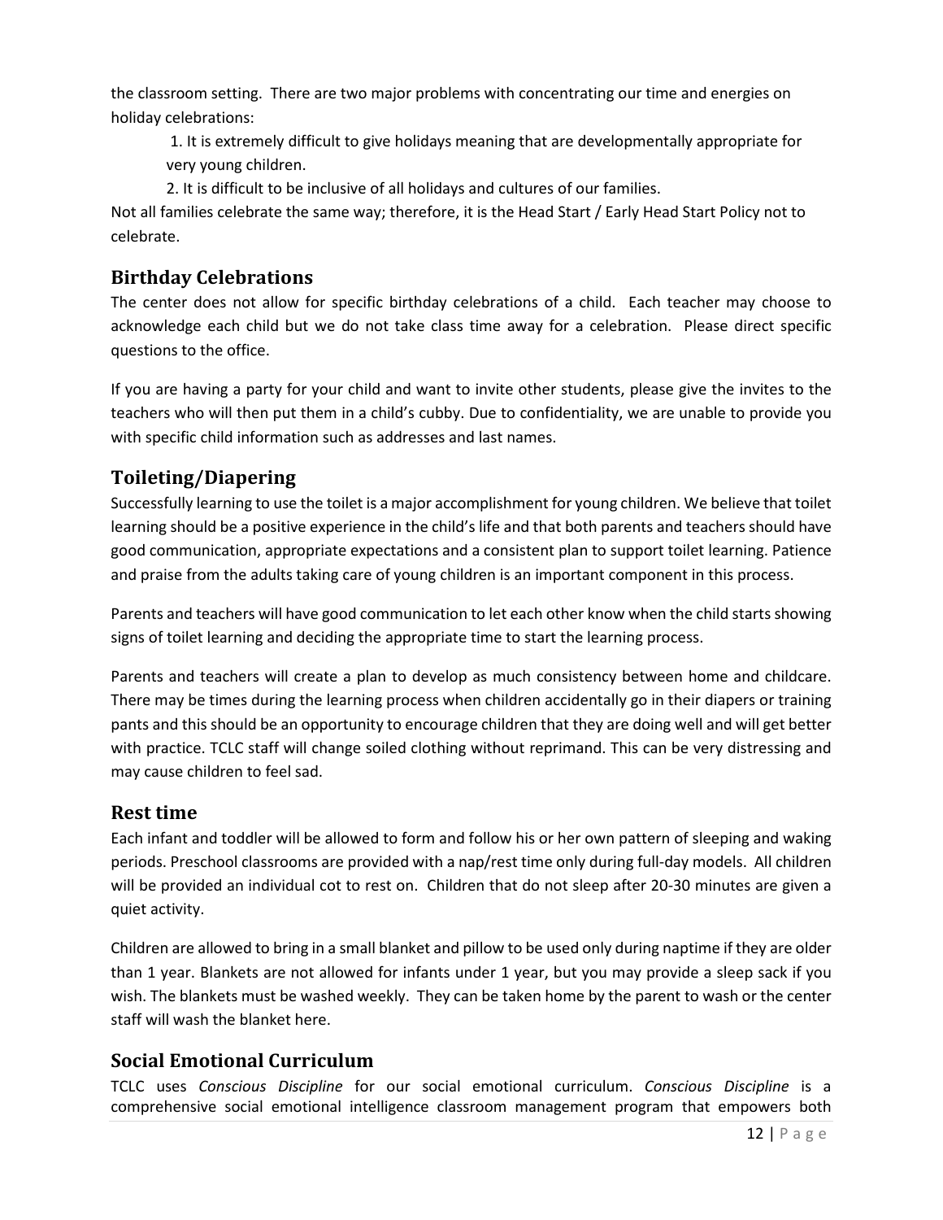the classroom setting. There are two major problems with concentrating our time and energies on holiday celebrations:

1. It is extremely difficult to give holidays meaning that are developmentally appropriate for very young children.
2. It is difficult to be inclusive of all holidays and cultures of our families.

Not all families celebrate the same way; therefore, it is the Head Start / Early Head Start Policy not to celebrate.

## Birthday Celebrations

The center does not allow for specific birthday celebrations of a child. Each teacher may choose to acknowledge each child but we do not take class time away for a celebration. Please direct specific questions to the office.

If you are having a party for your child and want to invite other students, please give the invites to the teachers who will then put them in a child's cubby. Due to confidentiality, we are unable to provide you with specific child information such as addresses and last names.

## Toileting/Diapering

Successfully learning to use the toilet is a major accomplishment for young children. We believe that toilet learning should be a positive experience in the child's life and that both parents and teachers should have good communication, appropriate expectations and a consistent plan to support toilet learning. Patience and praise from the adults taking care of young children is an important component in this process.

Parents and teachers will have good communication to let each other know when the child starts showing signs of toilet learning and deciding the appropriate time to start the learning process.

Parents and teachers will create a plan to develop as much consistency between home and childcare. There may be times during the learning process when children accidentally go in their diapers or training pants and this should be an opportunity to encourage children that they are doing well and will get better with practice. TCLC staff will change soiled clothing without reprimand. This can be very distressing and may cause children to feel sad.

## Rest time

Each infant and toddler will be allowed to form and follow his or her own pattern of sleeping and waking periods. Preschool classrooms are provided with a nap/rest time only during full-day models. All children will be provided an individual cot to rest on. Children that do not sleep after 20-30 minutes are given a quiet activity.

Children are allowed to bring in a small blanket and pillow to be used only during naptime if they are older than 1 year. Blankets are not allowed for infants under 1 year, but you may provide a sleep sack if you wish. The blankets must be washed weekly. They can be taken home by the parent to wash or the center staff will wash the blanket here.

## Social Emotional Curriculum

TCLC uses *Conscious Discipline* for our social emotional curriculum. *Conscious Discipline* is a comprehensive social emotional intelligence classroom management program that empowers both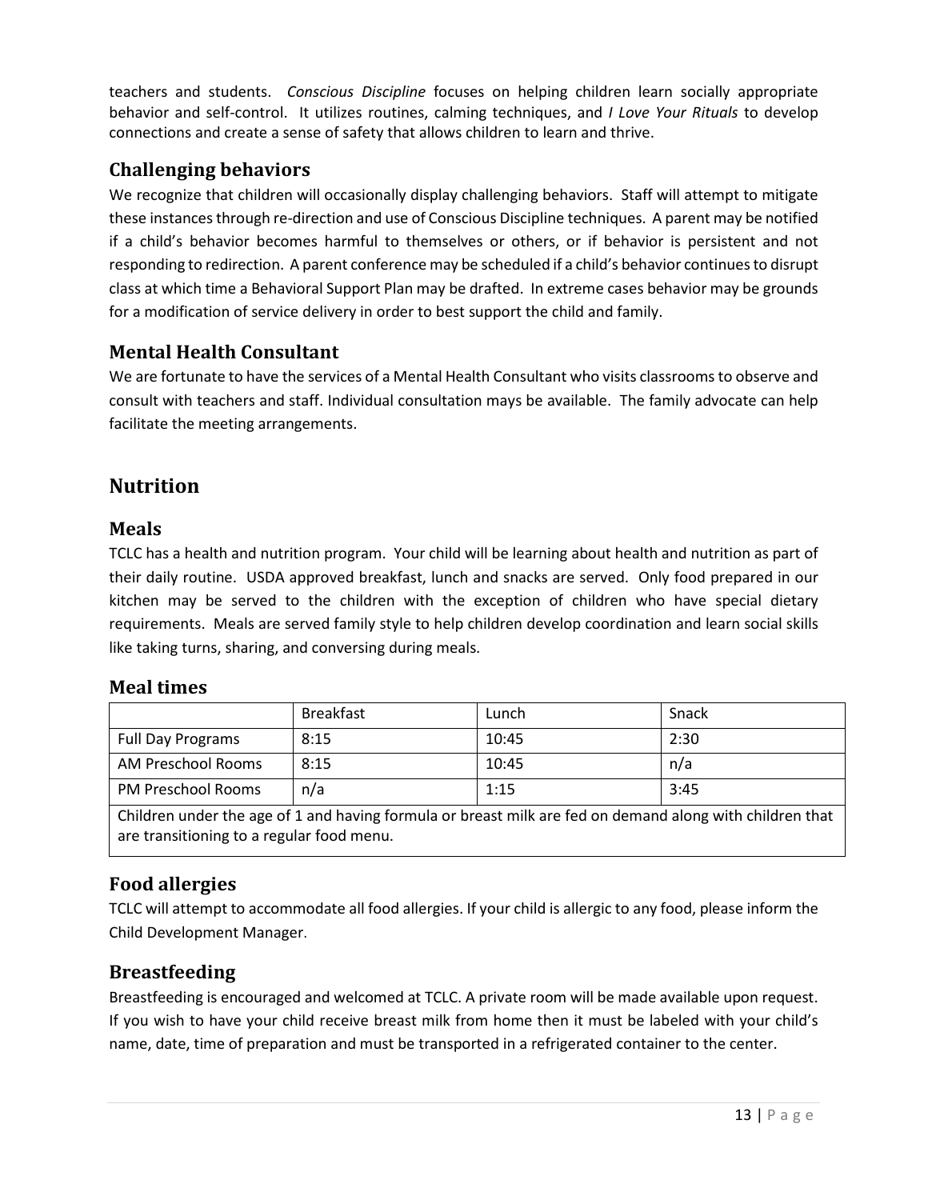teachers and students. *Conscious Discipline* focuses on helping children learn socially appropriate behavior and self-control. It utilizes routines, calming techniques, and *I Love Your Rituals* to develop connections and create a sense of safety that allows children to learn and thrive.

### Challenging behaviors

We recognize that children will occasionally display challenging behaviors. Staff will attempt to mitigate these instances through re-direction and use of Conscious Discipline techniques. A parent may be notified if a child's behavior becomes harmful to themselves or others, or if behavior is persistent and not responding to redirection. A parent conference may be scheduled if a child's behavior continues to disrupt class at which time a Behavioral Support Plan may be drafted. In extreme cases behavior may be grounds for a modification of service delivery in order to best support the child and family.

### Mental Health Consultant

We are fortunate to have the services of a Mental Health Consultant who visits classrooms to observe and consult with teachers and staff. Individual consultation mays be available. The family advocate can help facilitate the meeting arrangements.

## Nutrition

### Meals

TCLC has a health and nutrition program. Your child will be learning about health and nutrition as part of their daily routine. USDA approved breakfast, lunch and snacks are served. Only food prepared in our kitchen may be served to the children with the exception of children who have special dietary requirements. Meals are served family style to help children develop coordination and learn social skills like taking turns, sharing, and conversing during meals.

### Meal times

| | Breakfast | Lunch | Snack |
|---|---|---|---|
| Full Day Programs | 8:15 | 10:45 | 2:30 |
| AM Preschool Rooms | 8:15 | 10:45 | n/a |
| PM Preschool Rooms | n/a | 1:15 | 3:45 |
| Children under the age of 1 and having formula or breast milk are fed on demand along with children that are transitioning to a regular food menu. | | | |

### Food allergies

TCLC will attempt to accommodate all food allergies. If your child is allergic to any food, please inform the Child Development Manager.

### Breastfeeding

Breastfeeding is encouraged and welcomed at TCLC. A private room will be made available upon request. If you wish to have your child receive breast milk from home then it must be labeled with your child's name, date, time of preparation and must be transported in a refrigerated container to the center.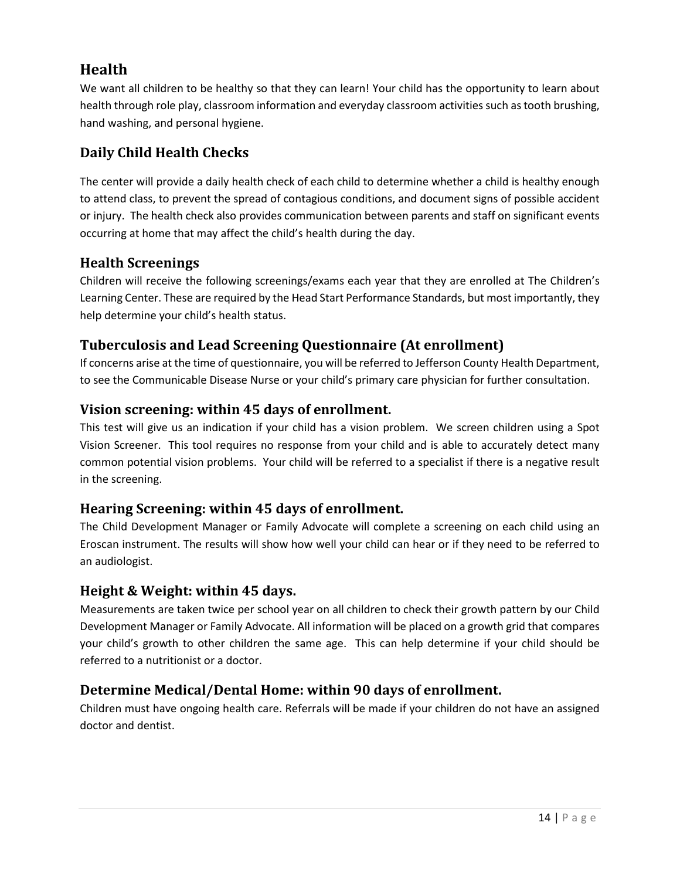## Health

We want all children to be healthy so that they can learn! Your child has the opportunity to learn about health through role play, classroom information and everyday classroom activities such as tooth brushing, hand washing, and personal hygiene.

## Daily Child Health Checks

The center will provide a daily health check of each child to determine whether a child is healthy enough to attend class, to prevent the spread of contagious conditions, and document signs of possible accident or injury. The health check also provides communication between parents and staff on significant events occurring at home that may affect the child's health during the day.

## Health Screenings

Children will receive the following screenings/exams each year that they are enrolled at The Children's Learning Center. These are required by the Head Start Performance Standards, but most importantly, they help determine your child's health status.

## Tuberculosis and Lead Screening Questionnaire (At enrollment)

If concerns arise at the time of questionnaire, you will be referred to Jefferson County Health Department, to see the Communicable Disease Nurse or your child's primary care physician for further consultation.

## Vision screening: within 45 days of enrollment.

This test will give us an indication if your child has a vision problem. We screen children using a Spot Vision Screener. This tool requires no response from your child and is able to accurately detect many common potential vision problems. Your child will be referred to a specialist if there is a negative result in the screening.

## Hearing Screening: within 45 days of enrollment.

The Child Development Manager or Family Advocate will complete a screening on each child using an Eroscan instrument. The results will show how well your child can hear or if they need to be referred to an audiologist.

## Height & Weight: within 45 days.

Measurements are taken twice per school year on all children to check their growth pattern by our Child Development Manager or Family Advocate. All information will be placed on a growth grid that compares your child's growth to other children the same age. This can help determine if your child should be referred to a nutritionist or a doctor.

## Determine Medical/Dental Home: within 90 days of enrollment.

Children must have ongoing health care. Referrals will be made if your children do not have an assigned doctor and dentist.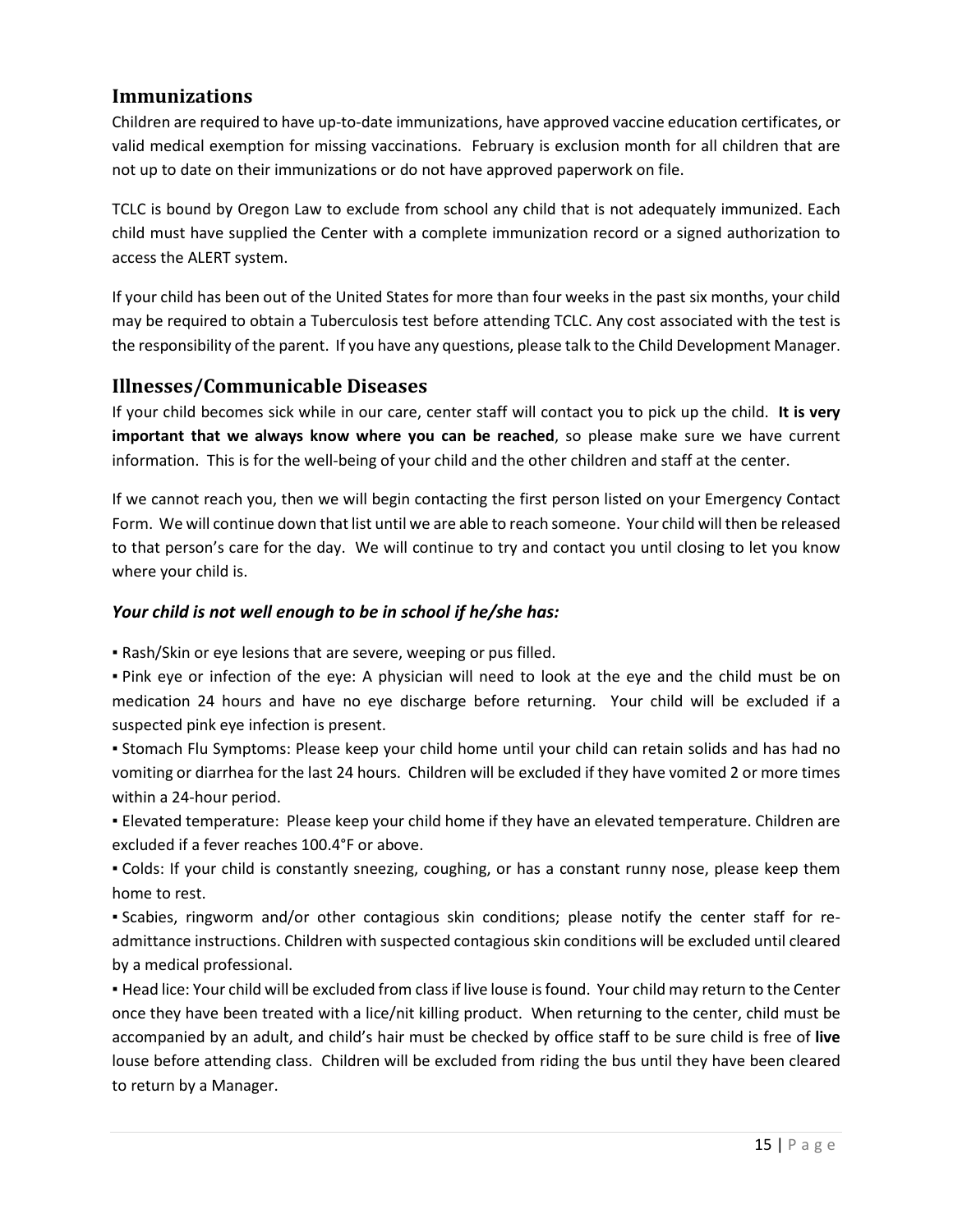## Immunizations

Children are required to have up-to-date immunizations, have approved vaccine education certificates, or valid medical exemption for missing vaccinations. February is exclusion month for all children that are not up to date on their immunizations or do not have approved paperwork on file.

TCLC is bound by Oregon Law to exclude from school any child that is not adequately immunized. Each child must have supplied the Center with a complete immunization record or a signed authorization to access the ALERT system.

If your child has been out of the United States for more than four weeks in the past six months, your child may be required to obtain a Tuberculosis test before attending TCLC. Any cost associated with the test is the responsibility of the parent. If you have any questions, please talk to the Child Development Manager.

## Illnesses/Communicable Diseases

If your child becomes sick while in our care, center staff will contact you to pick up the child. **It is very important that we always know where you can be reached**, so please make sure we have current information. This is for the well-being of your child and the other children and staff at the center.

If we cannot reach you, then we will begin contacting the first person listed on your Emergency Contact Form. We will continue down that list until we are able to reach someone. Your child will then be released to that person's care for the day. We will continue to try and contact you until closing to let you know where your child is.

### *Your child is not well enough to be in school if he/she has:*

- Rash/Skin or eye lesions that are severe, weeping or pus filled.
- Pink eye or infection of the eye: A physician will need to look at the eye and the child must be on medication 24 hours and have no eye discharge before returning. Your child will be excluded if a suspected pink eye infection is present.
- Stomach Flu Symptoms: Please keep your child home until your child can retain solids and has had no vomiting or diarrhea for the last 24 hours. Children will be excluded if they have vomited 2 or more times within a 24-hour period.
- Elevated temperature: Please keep your child home if they have an elevated temperature. Children are excluded if a fever reaches 100.4°F or above.
- Colds: If your child is constantly sneezing, coughing, or has a constant runny nose, please keep them home to rest.
- Scabies, ringworm and/or other contagious skin conditions; please notify the center staff for re-admittance instructions. Children with suspected contagious skin conditions will be excluded until cleared by a medical professional.
- Head lice: Your child will be excluded from class if live louse is found. Your child may return to the Center once they have been treated with a lice/nit killing product. When returning to the center, child must be accompanied by an adult, and child's hair must be checked by office staff to be sure child is free of **live** louse before attending class. Children will be excluded from riding the bus until they have been cleared to return by a Manager.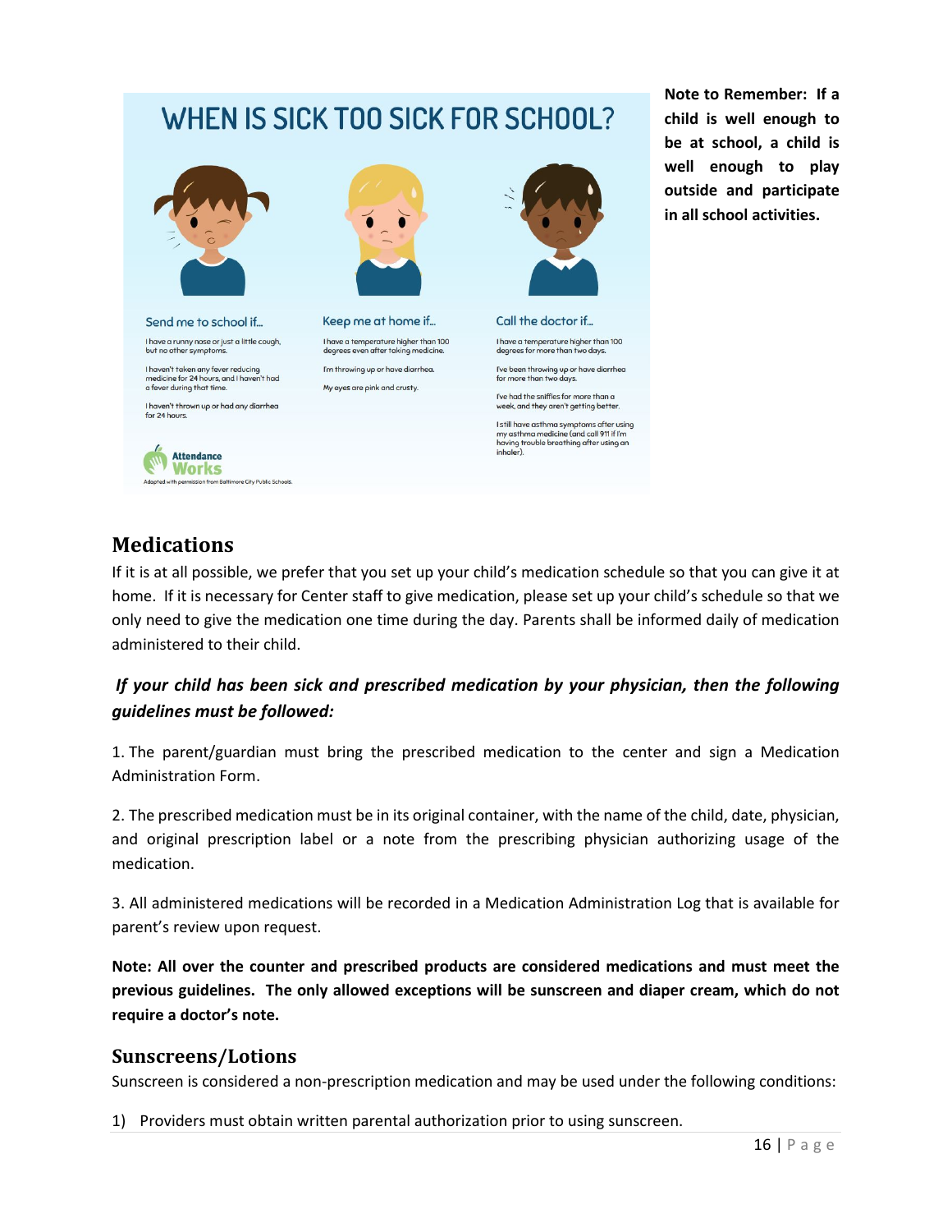# WHEN IS SICK TOO SICK FOR SCHOOL?

**Send me to school if...**

I have a runny nose or just a little cough, but no other symptoms.

I haven't taken any fever reducing medicine for 24 hours, and I haven't had a fever during that time.

I haven't thrown up or had any diarrhea for 24 hours.

**Keep me at home if...**

I have a temperature higher than 100 degrees even after taking medicine.

I'm throwing up or have diarrhea.

My eyes are pink and crusty.

**Call the doctor if...**

I have a temperature higher than 100 degrees for more than two days.

I've been throwing up or have diarrhea for more than two days.

I've had the sniffles for more than a week, and they aren't getting better.

I still have asthma symptoms after using my asthma medicine (and call 911 if I'm having trouble breathing after using an inhaler).

Attendance Works

Adapted with permission from Baltimore City Public Schools.

**Note to Remember: If a child is well enough to be at school, a child is well enough to play outside and participate in all school activities.**

## Medications

If it is at all possible, we prefer that you set up your child's medication schedule so that you can give it at home. If it is necessary for Center staff to give medication, please set up your child's schedule so that we only need to give the medication one time during the day. Parents shall be informed daily of medication administered to their child.

***If your child has been sick and prescribed medication by your physician, then the following guidelines must be followed:***

1. The parent/guardian must bring the prescribed medication to the center and sign a Medication Administration Form.

2. The prescribed medication must be in its original container, with the name of the child, date, physician, and original prescription label or a note from the prescribing physician authorizing usage of the medication.

3. All administered medications will be recorded in a Medication Administration Log that is available for parent's review upon request.

**Note: All over the counter and prescribed products are considered medications and must meet the previous guidelines. The only allowed exceptions will be sunscreen and diaper cream, which do not require a doctor's note.**

## Sunscreens/Lotions

Sunscreen is considered a non-prescription medication and may be used under the following conditions:

1) Providers must obtain written parental authorization prior to using sunscreen.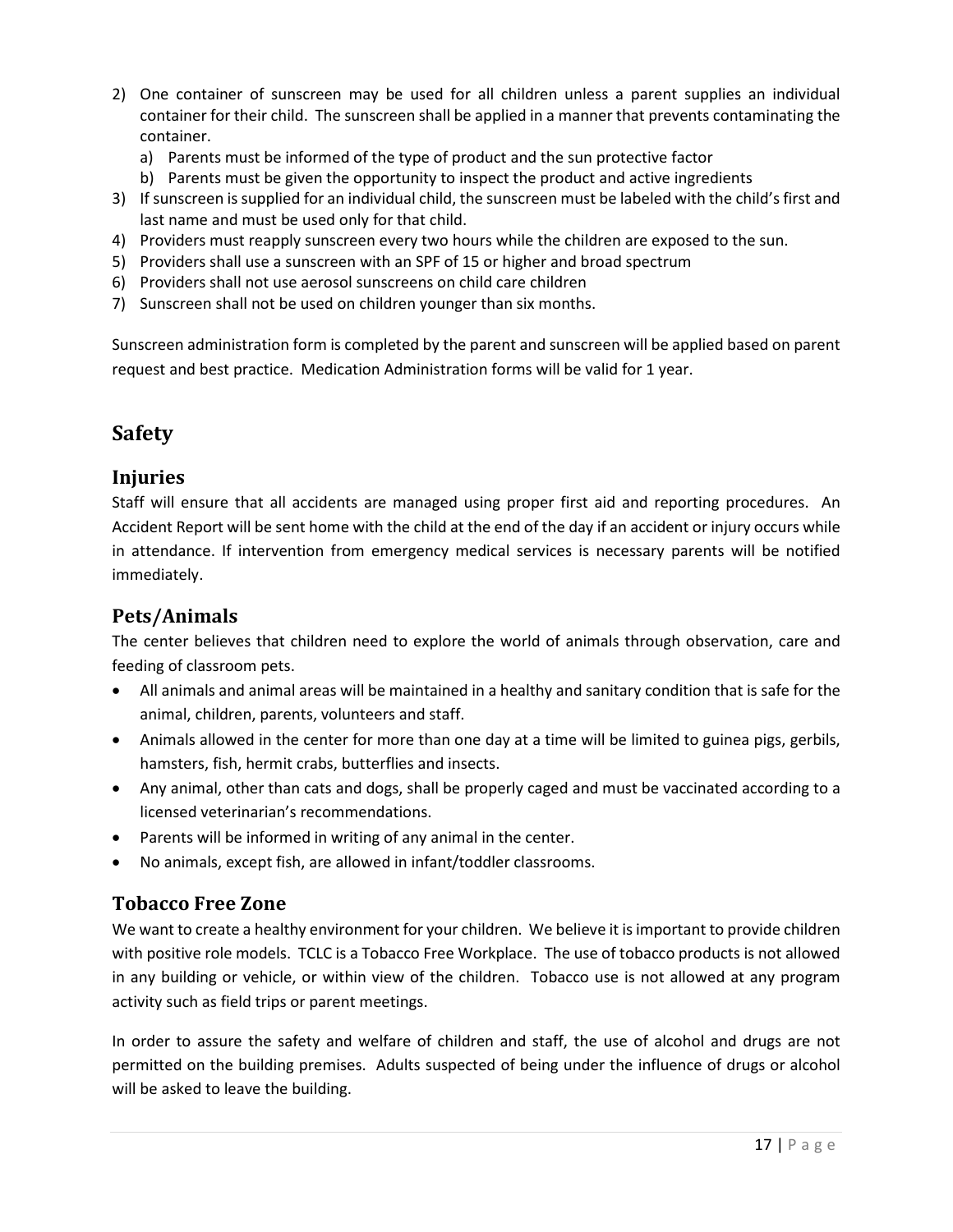2) One container of sunscreen may be used for all children unless a parent supplies an individual container for their child. The sunscreen shall be applied in a manner that prevents contaminating the container.
    a) Parents must be informed of the type of product and the sun protective factor
    b) Parents must be given the opportunity to inspect the product and active ingredients
3) If sunscreen is supplied for an individual child, the sunscreen must be labeled with the child's first and last name and must be used only for that child.
4) Providers must reapply sunscreen every two hours while the children are exposed to the sun.
5) Providers shall use a sunscreen with an SPF of 15 or higher and broad spectrum
6) Providers shall not use aerosol sunscreens on child care children
7) Sunscreen shall not be used on children younger than six months.

Sunscreen administration form is completed by the parent and sunscreen will be applied based on parent request and best practice. Medication Administration forms will be valid for 1 year.

# Safety

## Injuries

Staff will ensure that all accidents are managed using proper first aid and reporting procedures. An Accident Report will be sent home with the child at the end of the day if an accident or injury occurs while in attendance. If intervention from emergency medical services is necessary parents will be notified immediately.

## Pets/Animals

The center believes that children need to explore the world of animals through observation, care and feeding of classroom pets.

- All animals and animal areas will be maintained in a healthy and sanitary condition that is safe for the animal, children, parents, volunteers and staff.
- Animals allowed in the center for more than one day at a time will be limited to guinea pigs, gerbils, hamsters, fish, hermit crabs, butterflies and insects.
- Any animal, other than cats and dogs, shall be properly caged and must be vaccinated according to a licensed veterinarian's recommendations.
- Parents will be informed in writing of any animal in the center.
- No animals, except fish, are allowed in infant/toddler classrooms.

## Tobacco Free Zone

We want to create a healthy environment for your children. We believe it is important to provide children with positive role models. TCLC is a Tobacco Free Workplace. The use of tobacco products is not allowed in any building or vehicle, or within view of the children. Tobacco use is not allowed at any program activity such as field trips or parent meetings.

In order to assure the safety and welfare of children and staff, the use of alcohol and drugs are not permitted on the building premises. Adults suspected of being under the influence of drugs or alcohol will be asked to leave the building.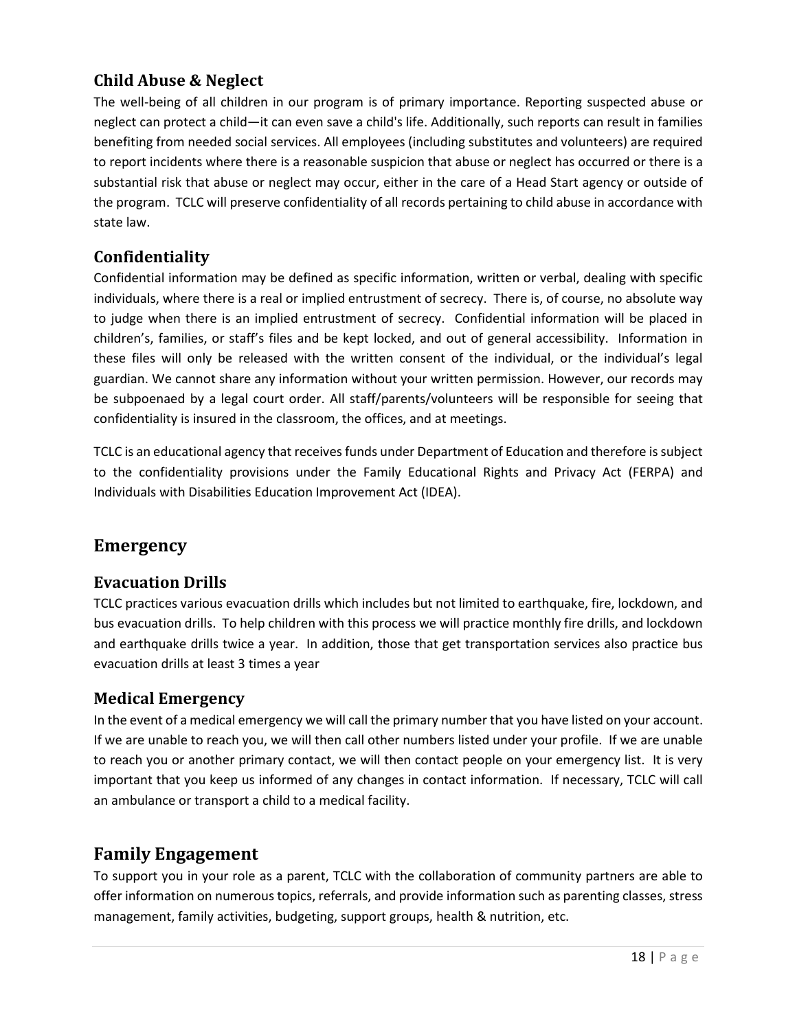### Child Abuse & Neglect

The well-being of all children in our program is of primary importance. Reporting suspected abuse or neglect can protect a child—it can even save a child's life. Additionally, such reports can result in families benefiting from needed social services. All employees (including substitutes and volunteers) are required to report incidents where there is a reasonable suspicion that abuse or neglect has occurred or there is a substantial risk that abuse or neglect may occur, either in the care of a Head Start agency or outside of the program. TCLC will preserve confidentiality of all records pertaining to child abuse in accordance with state law.

### Confidentiality

Confidential information may be defined as specific information, written or verbal, dealing with specific individuals, where there is a real or implied entrustment of secrecy. There is, of course, no absolute way to judge when there is an implied entrustment of secrecy. Confidential information will be placed in children's, families, or staff's files and be kept locked, and out of general accessibility. Information in these files will only be released with the written consent of the individual, or the individual's legal guardian. We cannot share any information without your written permission. However, our records may be subpoenaed by a legal court order. All staff/parents/volunteers will be responsible for seeing that confidentiality is insured in the classroom, the offices, and at meetings.

TCLC is an educational agency that receives funds under Department of Education and therefore is subject to the confidentiality provisions under the Family Educational Rights and Privacy Act (FERPA) and Individuals with Disabilities Education Improvement Act (IDEA).

## Emergency

### Evacuation Drills

TCLC practices various evacuation drills which includes but not limited to earthquake, fire, lockdown, and bus evacuation drills. To help children with this process we will practice monthly fire drills, and lockdown and earthquake drills twice a year. In addition, those that get transportation services also practice bus evacuation drills at least 3 times a year

### Medical Emergency

In the event of a medical emergency we will call the primary number that you have listed on your account. If we are unable to reach you, we will then call other numbers listed under your profile. If we are unable to reach you or another primary contact, we will then contact people on your emergency list. It is very important that you keep us informed of any changes in contact information. If necessary, TCLC will call an ambulance or transport a child to a medical facility.

## Family Engagement

To support you in your role as a parent, TCLC with the collaboration of community partners are able to offer information on numerous topics, referrals, and provide information such as parenting classes, stress management, family activities, budgeting, support groups, health & nutrition, etc.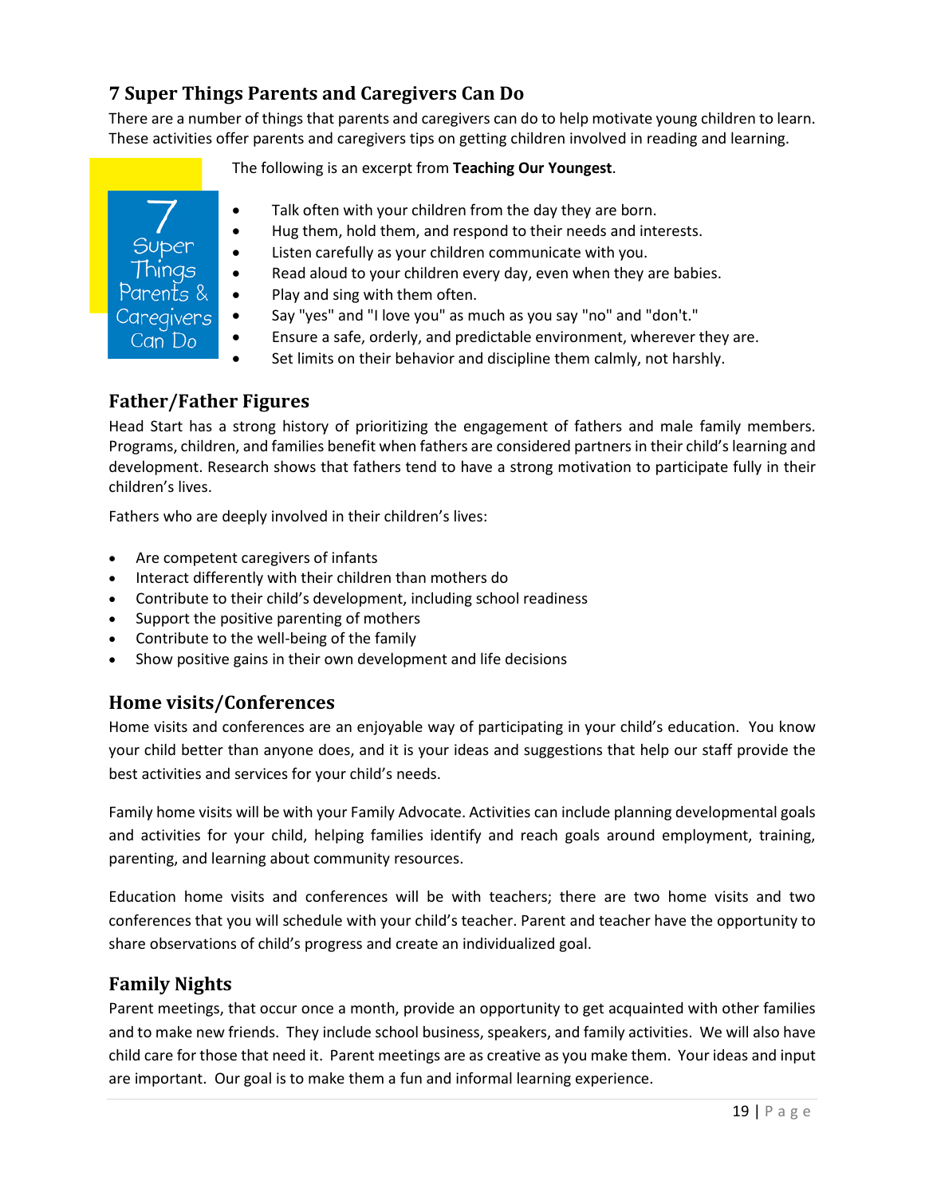## 7 Super Things Parents and Caregivers Can Do

There are a number of things that parents and caregivers can do to help motivate young children to learn. These activities offer parents and caregivers tips on getting children involved in reading and learning.

7 Super Things Parents & Caregivers Can Do

The following is an excerpt from **Teaching Our Youngest**.

- Talk often with your children from the day they are born.
- Hug them, hold them, and respond to their needs and interests.
- Listen carefully as your children communicate with you.
- Read aloud to your children every day, even when they are babies.
- Play and sing with them often.
- Say "yes" and "I love you" as much as you say "no" and "don't."
- Ensure a safe, orderly, and predictable environment, wherever they are.
- Set limits on their behavior and discipline them calmly, not harshly.

## Father/Father Figures

Head Start has a strong history of prioritizing the engagement of fathers and male family members. Programs, children, and families benefit when fathers are considered partners in their child's learning and development. Research shows that fathers tend to have a strong motivation to participate fully in their children's lives.

Fathers who are deeply involved in their children's lives:

- Are competent caregivers of infants
- Interact differently with their children than mothers do
- Contribute to their child's development, including school readiness
- Support the positive parenting of mothers
- Contribute to the well-being of the family
- Show positive gains in their own development and life decisions

## Home visits/Conferences

Home visits and conferences are an enjoyable way of participating in your child's education. You know your child better than anyone does, and it is your ideas and suggestions that help our staff provide the best activities and services for your child's needs.

Family home visits will be with your Family Advocate. Activities can include planning developmental goals and activities for your child, helping families identify and reach goals around employment, training, parenting, and learning about community resources.

Education home visits and conferences will be with teachers; there are two home visits and two conferences that you will schedule with your child's teacher. Parent and teacher have the opportunity to share observations of child's progress and create an individualized goal.

## Family Nights

Parent meetings, that occur once a month, provide an opportunity to get acquainted with other families and to make new friends. They include school business, speakers, and family activities. We will also have child care for those that need it. Parent meetings are as creative as you make them. Your ideas and input are important. Our goal is to make them a fun and informal learning experience.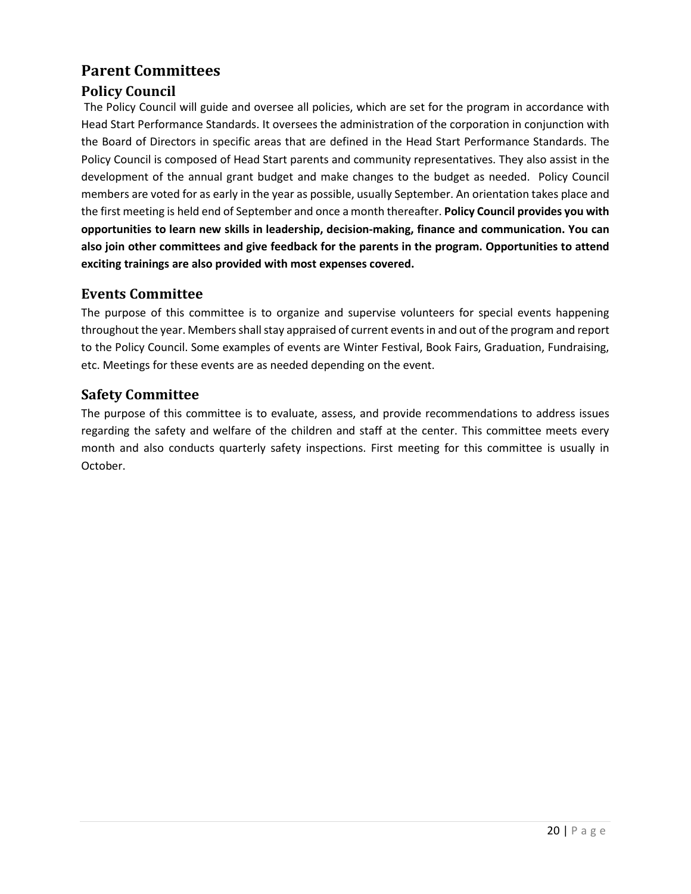# Parent Committees

## Policy Council

The Policy Council will guide and oversee all policies, which are set for the program in accordance with Head Start Performance Standards. It oversees the administration of the corporation in conjunction with the Board of Directors in specific areas that are defined in the Head Start Performance Standards. The Policy Council is composed of Head Start parents and community representatives. They also assist in the development of the annual grant budget and make changes to the budget as needed. Policy Council members are voted for as early in the year as possible, usually September. An orientation takes place and the first meeting is held end of September and once a month thereafter. **Policy Council provides you with opportunities to learn new skills in leadership, decision-making, finance and communication. You can also join other committees and give feedback for the parents in the program. Opportunities to attend exciting trainings are also provided with most expenses covered.**

## Events Committee

The purpose of this committee is to organize and supervise volunteers for special events happening throughout the year. Members shall stay appraised of current events in and out of the program and report to the Policy Council. Some examples of events are Winter Festival, Book Fairs, Graduation, Fundraising, etc. Meetings for these events are as needed depending on the event.

## Safety Committee

The purpose of this committee is to evaluate, assess, and provide recommendations to address issues regarding the safety and welfare of the children and staff at the center. This committee meets every month and also conducts quarterly safety inspections. First meeting for this committee is usually in October.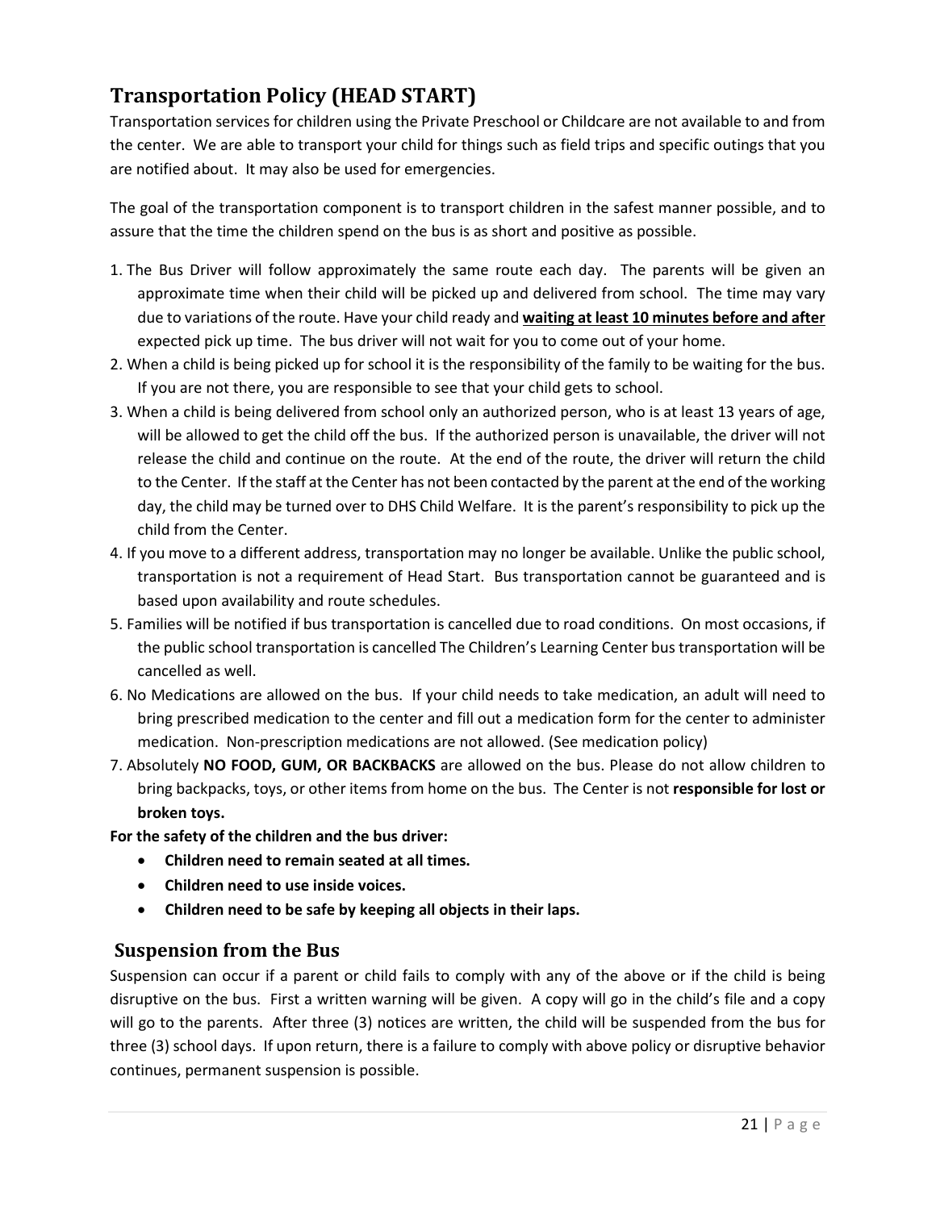## Transportation Policy (HEAD START)

Transportation services for children using the Private Preschool or Childcare are not available to and from the center. We are able to transport your child for things such as field trips and specific outings that you are notified about. It may also be used for emergencies.

The goal of the transportation component is to transport children in the safest manner possible, and to assure that the time the children spend on the bus is as short and positive as possible.

1. The Bus Driver will follow approximately the same route each day. The parents will be given an approximate time when their child will be picked up and delivered from school. The time may vary due to variations of the route. Have your child ready and **<u>waiting at least 10 minutes before and after</u>** expected pick up time. The bus driver will not wait for you to come out of your home.
2. When a child is being picked up for school it is the responsibility of the family to be waiting for the bus. If you are not there, you are responsible to see that your child gets to school.
3. When a child is being delivered from school only an authorized person, who is at least 13 years of age, will be allowed to get the child off the bus. If the authorized person is unavailable, the driver will not release the child and continue on the route. At the end of the route, the driver will return the child to the Center. If the staff at the Center has not been contacted by the parent at the end of the working day, the child may be turned over to DHS Child Welfare. It is the parent's responsibility to pick up the child from the Center.
4. If you move to a different address, transportation may no longer be available. Unlike the public school, transportation is not a requirement of Head Start. Bus transportation cannot be guaranteed and is based upon availability and route schedules.
5. Families will be notified if bus transportation is cancelled due to road conditions. On most occasions, if the public school transportation is cancelled The Children's Learning Center bus transportation will be cancelled as well.
6. No Medications are allowed on the bus. If your child needs to take medication, an adult will need to bring prescribed medication to the center and fill out a medication form for the center to administer medication. Non-prescription medications are not allowed. (See medication policy)
7. Absolutely **NO FOOD, GUM, OR BACKBACKS** are allowed on the bus. Please do not allow children to bring backpacks, toys, or other items from home on the bus. The Center is not **responsible for lost or broken toys.**

**For the safety of the children and the bus driver:**

- **Children need to remain seated at all times.**
- **Children need to use inside voices.**
- **Children need to be safe by keeping all objects in their laps.**

### Suspension from the Bus

Suspension can occur if a parent or child fails to comply with any of the above or if the child is being disruptive on the bus. First a written warning will be given. A copy will go in the child's file and a copy will go to the parents. After three (3) notices are written, the child will be suspended from the bus for three (3) school days. If upon return, there is a failure to comply with above policy or disruptive behavior continues, permanent suspension is possible.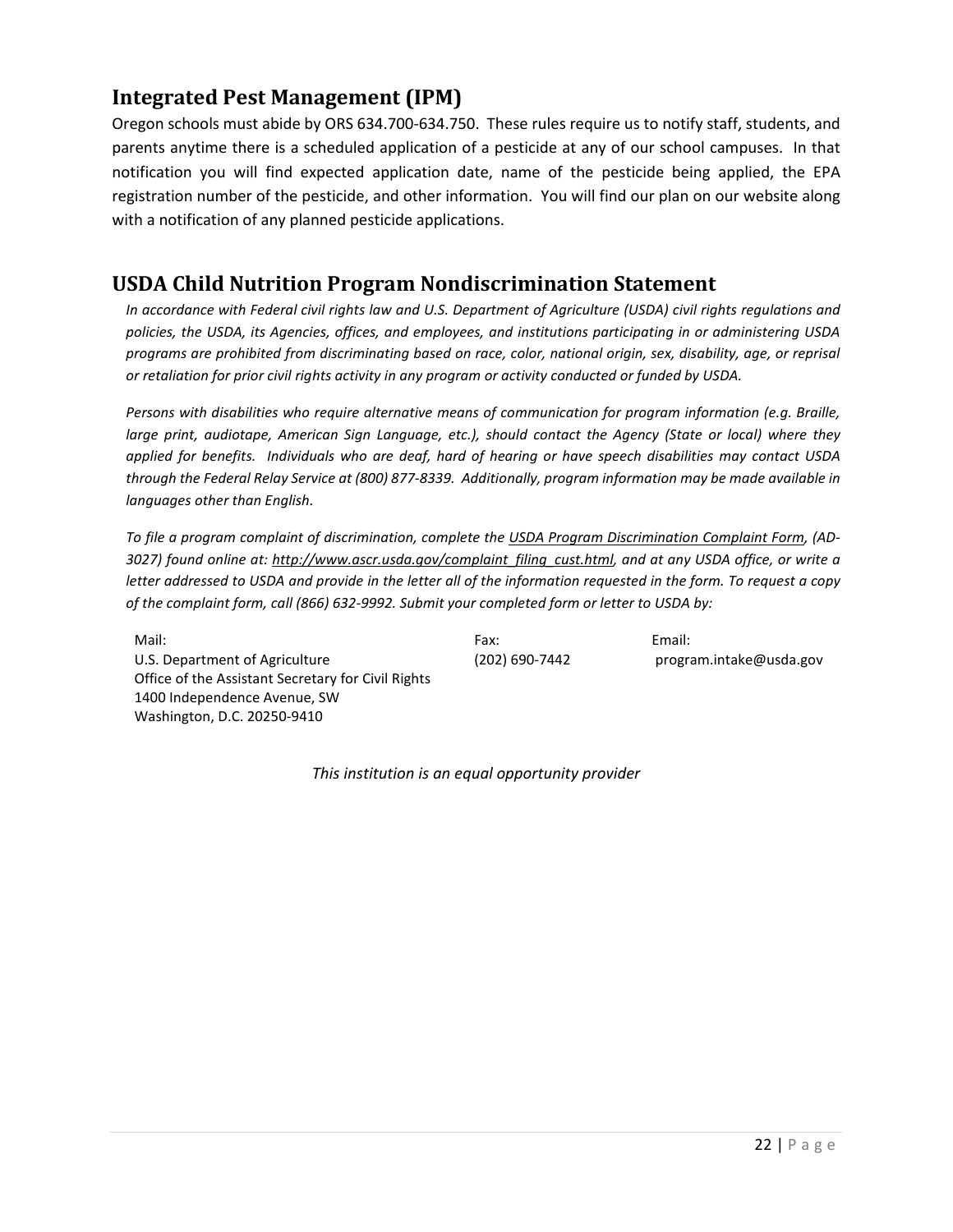## Integrated Pest Management (IPM)

Oregon schools must abide by ORS 634.700-634.750. These rules require us to notify staff, students, and parents anytime there is a scheduled application of a pesticide at any of our school campuses. In that notification you will find expected application date, name of the pesticide being applied, the EPA registration number of the pesticide, and other information. You will find our plan on our website along with a notification of any planned pesticide applications.

## USDA Child Nutrition Program Nondiscrimination Statement

*In accordance with Federal civil rights law and U.S. Department of Agriculture (USDA) civil rights regulations and policies, the USDA, its Agencies, offices, and employees, and institutions participating in or administering USDA programs are prohibited from discriminating based on race, color, national origin, sex, disability, age, or reprisal or retaliation for prior civil rights activity in any program or activity conducted or funded by USDA.*

*Persons with disabilities who require alternative means of communication for program information (e.g. Braille, large print, audiotape, American Sign Language, etc.), should contact the Agency (State or local) where they applied for benefits. Individuals who are deaf, hard of hearing or have speech disabilities may contact USDA through the Federal Relay Service at (800) 877-8339. Additionally, program information may be made available in languages other than English.*

*To file a program complaint of discrimination, complete the USDA Program Discrimination Complaint Form, (AD-3027) found online at: http://www.ascr.usda.gov/complaint_filing_cust.html, and at any USDA office, or write a letter addressed to USDA and provide in the letter all of the information requested in the form. To request a copy of the complaint form, call (866) 632-9992. Submit your completed form or letter to USDA by:*

Mail:
U.S. Department of Agriculture
Office of the Assistant Secretary for Civil Rights
1400 Independence Avenue, SW
Washington, D.C. 20250-9410

Fax:
(202) 690-7442

Email:
program.intake@usda.gov

*This institution is an equal opportunity provider*